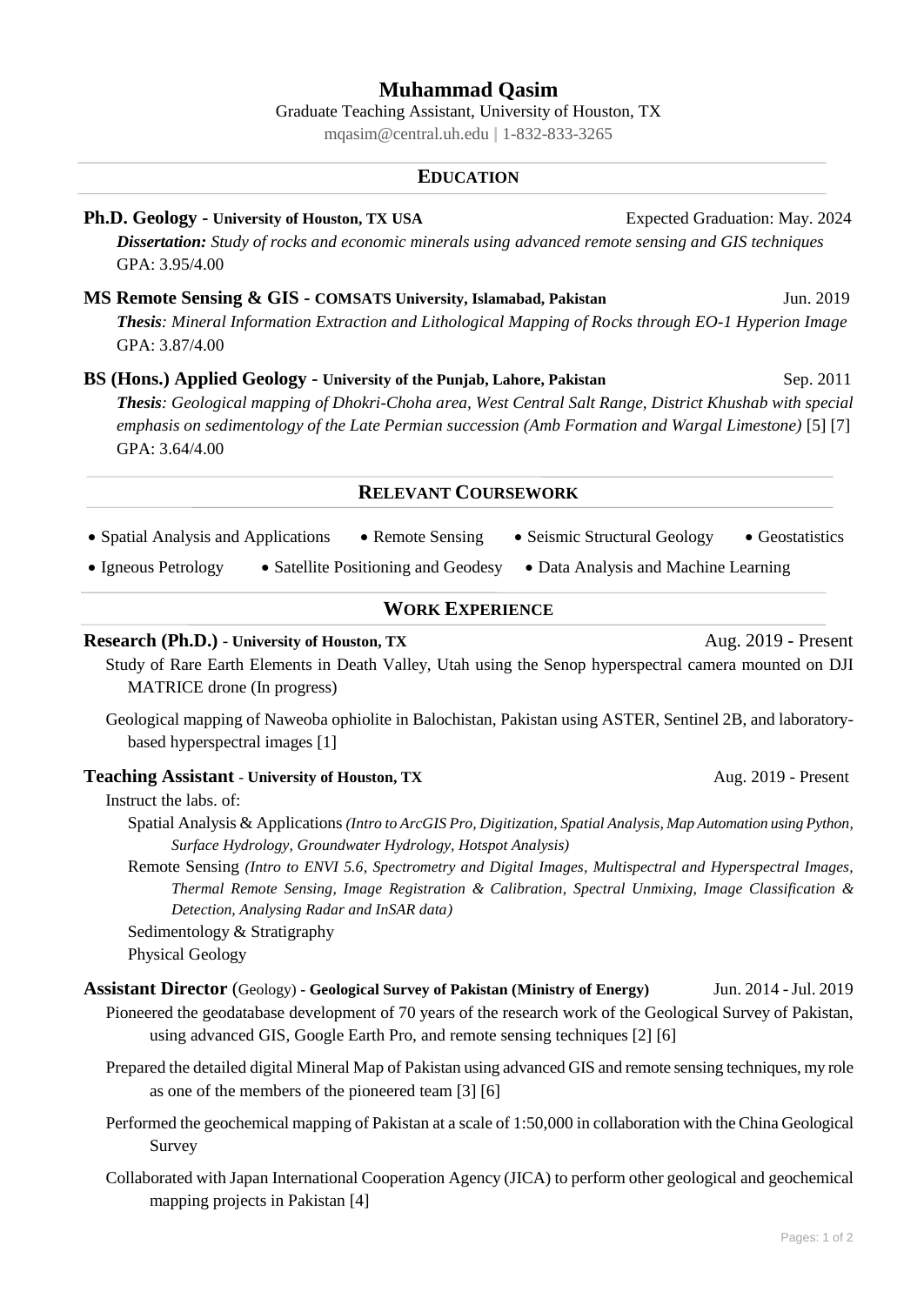# Muhammad Qasim

Graduate Teaching Assistant, University of Houston, TX

mqasim@central.uh.edu | 1-832-833-3265

## EDUCATION

**Ph.D. Geology - University of Houston, TX USA** — Expected Graduation: May. 2024

***Dissertation:*** *Study of rocks and economic minerals using advanced remote sensing and GIS techniques*

GPA: 3.95/4.00

**MS Remote Sensing & GIS - COMSATS University, Islamabad, Pakistan** — Jun. 2019

***Thesis****: Mineral Information Extraction and Lithological Mapping of Rocks through EO-1 Hyperion Image*

GPA: 3.87/4.00

**BS (Hons.) Applied Geology - University of the Punjab, Lahore, Pakistan** — Sep. 2011

***Thesis****: Geological mapping of Dhokri-Choha area, West Central Salt Range, District Khushab with special emphasis on sedimentology of the Late Permian succession (Amb Formation and Wargal Limestone)* [5] [7]

GPA: 3.64/4.00

## RELEVANT COURSEWORK

- Spatial Analysis and Applications
- Remote Sensing
- Seismic Structural Geology
- Geostatistics
- Igneous Petrology
- Satellite Positioning and Geodesy
- Data Analysis and Machine Learning

## WORK EXPERIENCE

**Research (Ph.D.) - University of Houston, TX** — Aug. 2019 - Present

Study of Rare Earth Elements in Death Valley, Utah using the Senop hyperspectral camera mounted on DJI MATRICE drone (In progress)

Geological mapping of Naweoba ophiolite in Balochistan, Pakistan using ASTER, Sentinel 2B, and laboratory-based hyperspectral images [1]

**Teaching Assistant - University of Houston, TX** — Aug. 2019 - Present

Instruct the labs. of:

Spatial Analysis & Applications *(Intro to ArcGIS Pro, Digitization, Spatial Analysis, Map Automation using Python, Surface Hydrology, Groundwater Hydrology, Hotspot Analysis)*

Remote Sensing *(Intro to ENVI 5.6, Spectrometry and Digital Images, Multispectral and Hyperspectral Images, Thermal Remote Sensing, Image Registration & Calibration, Spectral Unmixing, Image Classification & Detection, Analysing Radar and InSAR data)*

Sedimentology & Stratigraphy

Physical Geology

**Assistant Director** (Geology) **- Geological Survey of Pakistan (Ministry of Energy)** — Jun. 2014 - Jul. 2019

Pioneered the geodatabase development of 70 years of the research work of the Geological Survey of Pakistan, using advanced GIS, Google Earth Pro, and remote sensing techniques [2] [6]

Prepared the detailed digital Mineral Map of Pakistan using advanced GIS and remote sensing techniques, my role as one of the members of the pioneered team [3] [6]

Performed the geochemical mapping of Pakistan at a scale of 1:50,000 in collaboration with the China Geological Survey

Collaborated with Japan International Cooperation Agency (JICA) to perform other geological and geochemical mapping projects in Pakistan [4]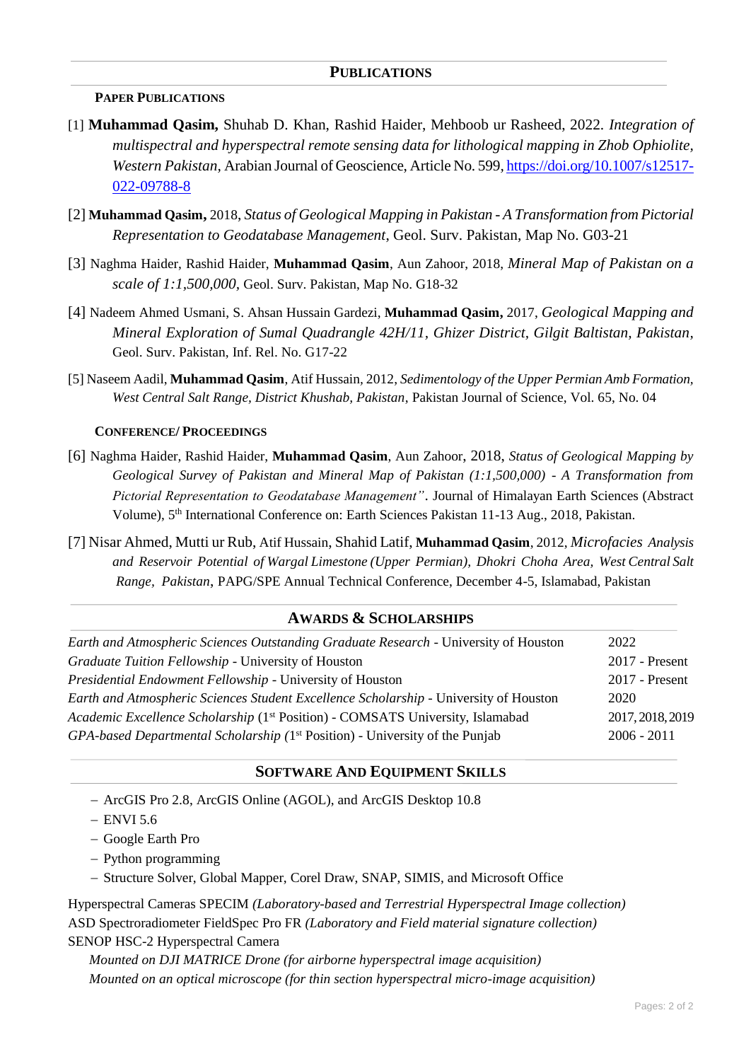## PUBLICATIONS

### PAPER PUBLICATIONS

[1] **Muhammad Qasim,** Shuhab D. Khan, Rashid Haider, Mehboob ur Rasheed, 2022. *Integration of multispectral and hyperspectral remote sensing data for lithological mapping in Zhob Ophiolite, Western Pakistan*, Arabian Journal of Geoscience, Article No. 599, https://doi.org/10.1007/s12517-022-09788-8

[2] **Muhammad Qasim,** 2018, *Status of Geological Mapping in Pakistan - A Transformation from Pictorial Representation to Geodatabase Management*, Geol. Surv. Pakistan, Map No. G03-21

[3] Naghma Haider, Rashid Haider, **Muhammad Qasim**, Aun Zahoor, 2018, *Mineral Map of Pakistan on a scale of 1:1,500,000*, Geol. Surv. Pakistan, Map No. G18-32

[4] Nadeem Ahmed Usmani, S. Ahsan Hussain Gardezi, **Muhammad Qasim,** 2017, *Geological Mapping and Mineral Exploration of Sumal Quadrangle 42H/11, Ghizer District, Gilgit Baltistan, Pakistan*, Geol. Surv. Pakistan, Inf. Rel. No. G17-22

[5] Naseem Aadil, **Muhammad Qasim**, Atif Hussain, 2012, *Sedimentology of the Upper Permian Amb Formation, West Central Salt Range, District Khushab, Pakistan*, Pakistan Journal of Science, Vol. 65, No. 04

### CONFERENCE/ PROCEEDINGS

[6] Naghma Haider, Rashid Haider, **Muhammad Qasim**, Aun Zahoor, 2018, *Status of Geological Mapping by Geological Survey of Pakistan and Mineral Map of Pakistan (1:1,500,000) - A Transformation from Pictorial Representation to Geodatabase Management"*. Journal of Himalayan Earth Sciences (Abstract Volume), 5th International Conference on: Earth Sciences Pakistan 11-13 Aug., 2018, Pakistan.

[7] Nisar Ahmed, Mutti ur Rub, Atif Hussain, Shahid Latif, **Muhammad Qasim**, 2012, *Microfacies Analysis and Reservoir Potential of Wargal Limestone (Upper Permian), Dhokri Choha Area, West Central Salt Range, Pakistan*, PAPG/SPE Annual Technical Conference, December 4-5, Islamabad, Pakistan

## AWARDS & SCHOLARSHIPS

| | |
|---|---|
| *Earth and Atmospheric Sciences Outstanding Graduate Research* - University of Houston | 2022 |
| *Graduate Tuition Fellowship* - University of Houston | 2017 - Present |
| *Presidential Endowment Fellowship* - University of Houston | 2017 - Present |
| *Earth and Atmospheric Sciences Student Excellence Scholarship* - University of Houston | 2020 |
| *Academic Excellence Scholarship* (1st Position) - COMSATS University, Islamabad | 2017, 2018, 2019 |
| *GPA-based Departmental Scholarship (*1st Position) - University of the Punjab | 2006 - 2011 |

## SOFTWARE AND EQUIPMENT SKILLS

- ArcGIS Pro 2.8, ArcGIS Online (AGOL), and ArcGIS Desktop 10.8
- ENVI 5.6
- Google Earth Pro
- Python programming
- Structure Solver, Global Mapper, Corel Draw, SNAP, SIMIS, and Microsoft Office

Hyperspectral Cameras SPECIM *(Laboratory-based and Terrestrial Hyperspectral Image collection)*
ASD Spectroradiometer FieldSpec Pro FR *(Laboratory and Field material signature collection)*
SENOP HSC-2 Hyperspectral Camera

*Mounted on DJI MATRICE Drone (for airborne hyperspectral image acquisition)*
*Mounted on an optical microscope (for thin section hyperspectral micro-image acquisition)*